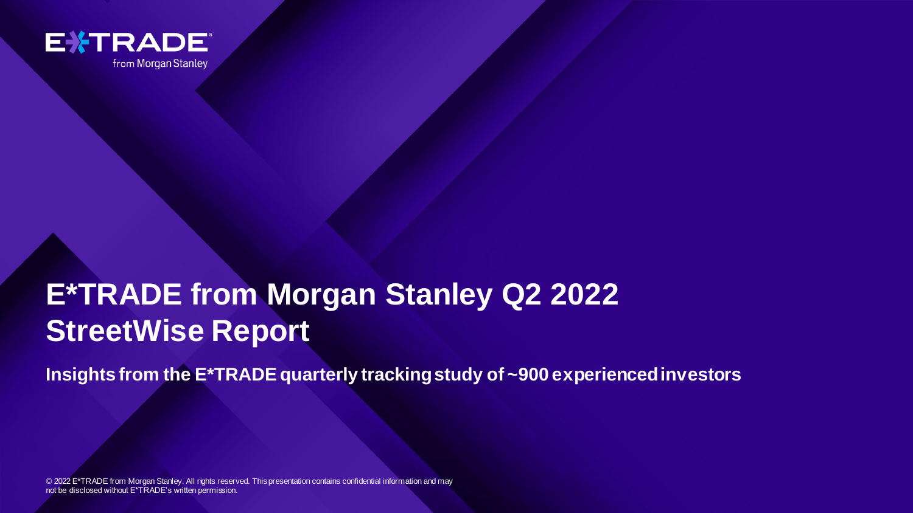E*TRADE from Morgan Stanley

# E*TRADE from Morgan Stanley Q2 2022 StreetWise Report

**Insights from the E*TRADE quarterly tracking study of ~900 experienced investors**

© 2022 E*TRADE from Morgan Stanley. All rights reserved. This presentation contains confidential information and may not be disclosed without E*TRADE's written permission.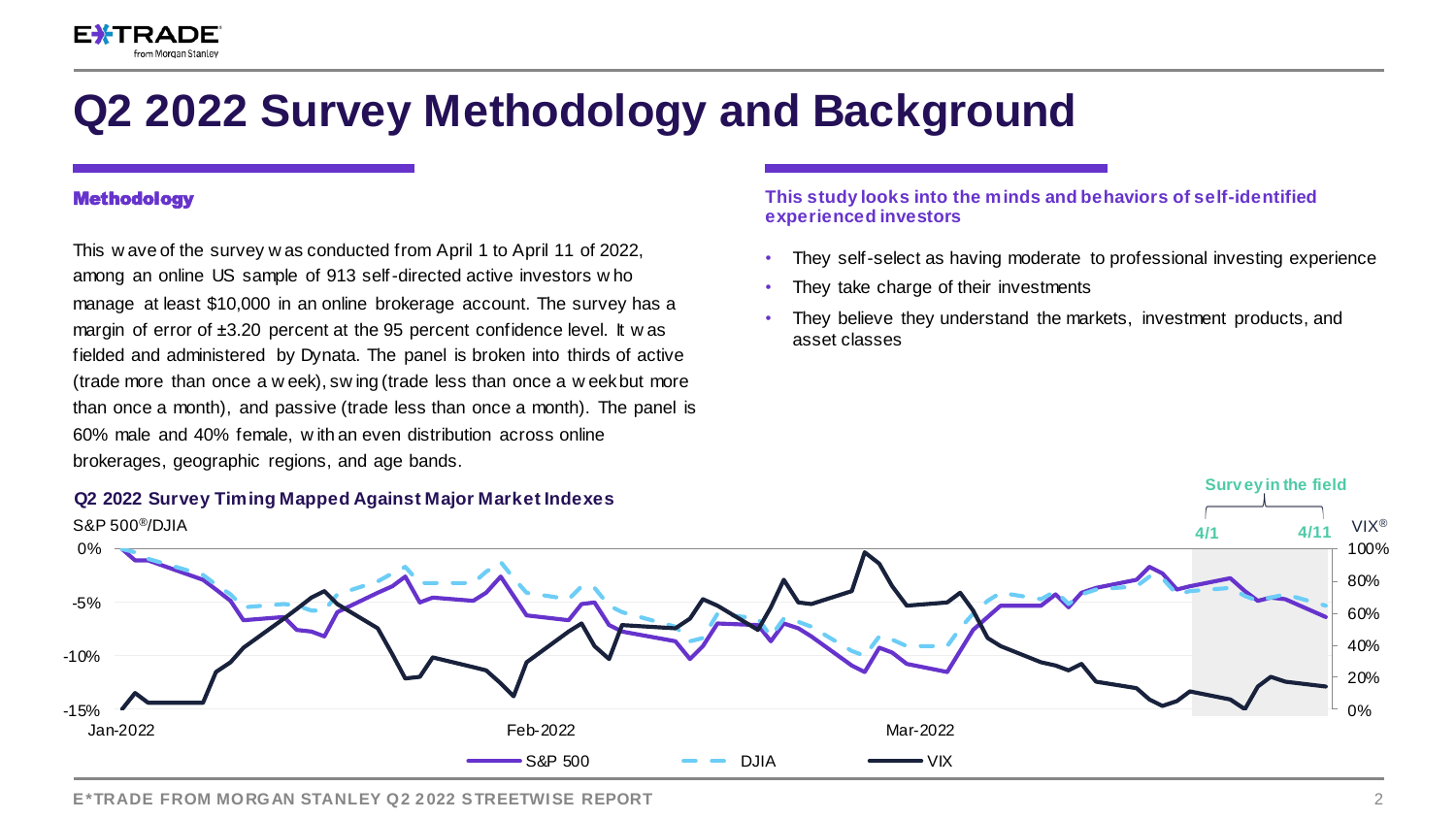# Q2 2022 Survey Methodology and Background

## Methodology

This wave of the survey was conducted from April 1 to April 11 of 2022, among an online US sample of 913 self-directed active investors who manage at least $10,000 in an online brokerage account. The survey has a margin of error of ±3.20 percent at the 95 percent confidence level. It was fielded and administered by Dynata. The panel is broken into thirds of active (trade more than once a week), swing (trade less than once a week but more than once a month), and passive (trade less than once a month). The panel is 60% male and 40% female, with an even distribution across online brokerages, geographic regions, and age bands.

## This study looks into the minds and behaviors of self-identified experienced investors

- They self-select as having moderate to professional investing experience
- They take charge of their investments
- They believe they understand the markets, investment products, and asset classes

**Q2 2022 Survey Timing Mapped Against Major Market Indexes**

S&P 500®/DJIA (0% to -15%); VIX® (0% to 100%); Jan-2022, Feb-2022, Mar-2022; Survey in the field: 4/1 – 4/11

Legend: S&P 500, DJIA, VIX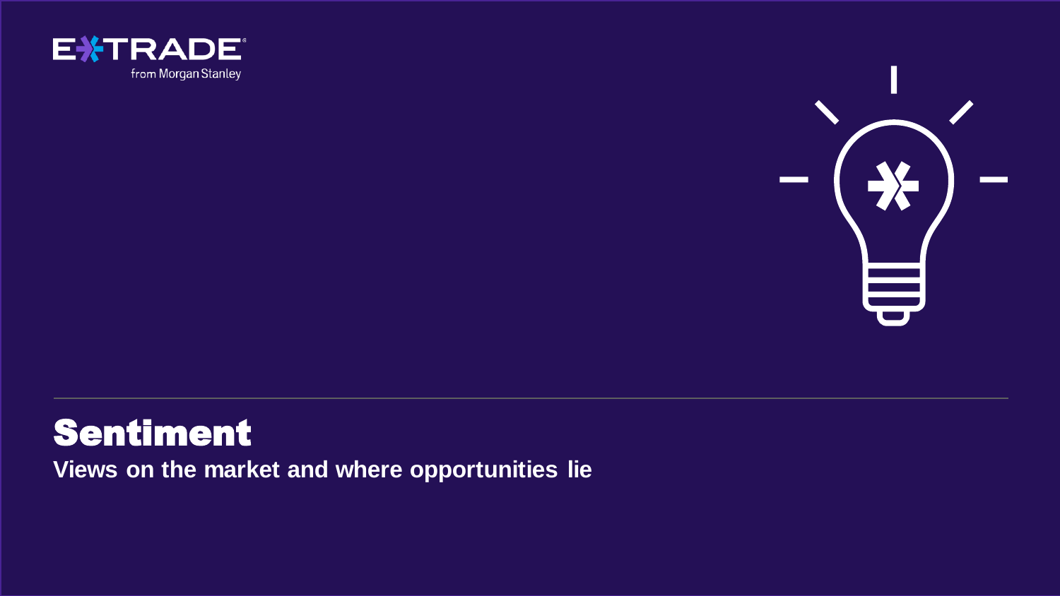# Sentiment

**Views on the market and where opportunities lie**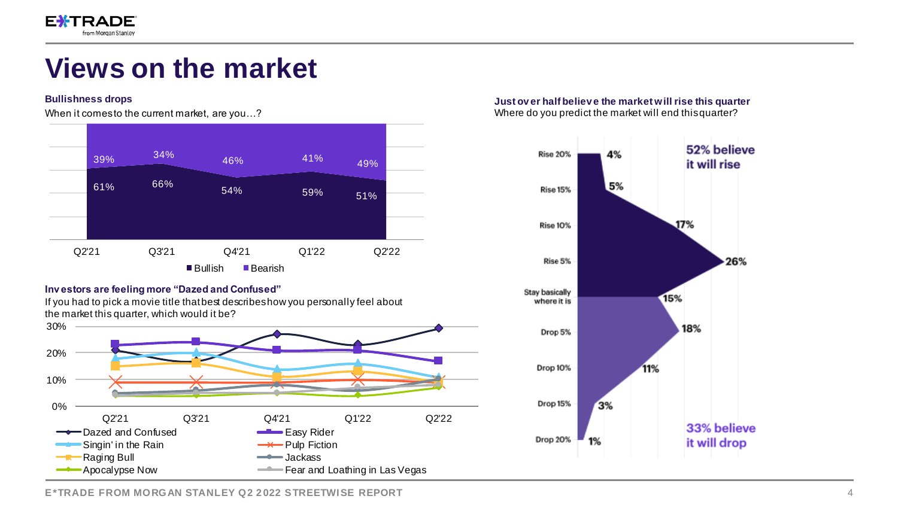# Views on the market

**Bullishness drops**

When it comes to the current market, are you…?

| | Q2'21 | Q3'21 | Q4'21 | Q1'22 | Q2'22 |
|---|---|---|---|---|---|
| Bearish | 39% | 34% | 46% | 41% | 49% |
| Bullish | 61% | 66% | 54% | 59% | 51% |

**Investors are feeling more "Dazed and Confused"**

If you had to pick a movie title that best describes how you personally feel about the market this quarter, which would it be?

Legend: Dazed and Confused, Easy Rider, Singin' in the Rain, Pulp Fiction, Raging Bull, Jackass, Apocalypse Now, Fear and Loathing in Las Vegas

**Just over half believe the market will rise this quarter**

Where do you predict the market will end this quarter?

| Prediction | % |
|---|---|
| Rise 20% | 4% |
| Rise 15% | 5% |
| Rise 10% | 17% |
| Rise 5% | 26% |
| Stay basically where it is | 15% |
| Drop 5% | 18% |
| Drop 10% | 11% |
| Drop 15% | 3% |
| Drop 20% | 1% |

52% believe it will rise

33% believe it will drop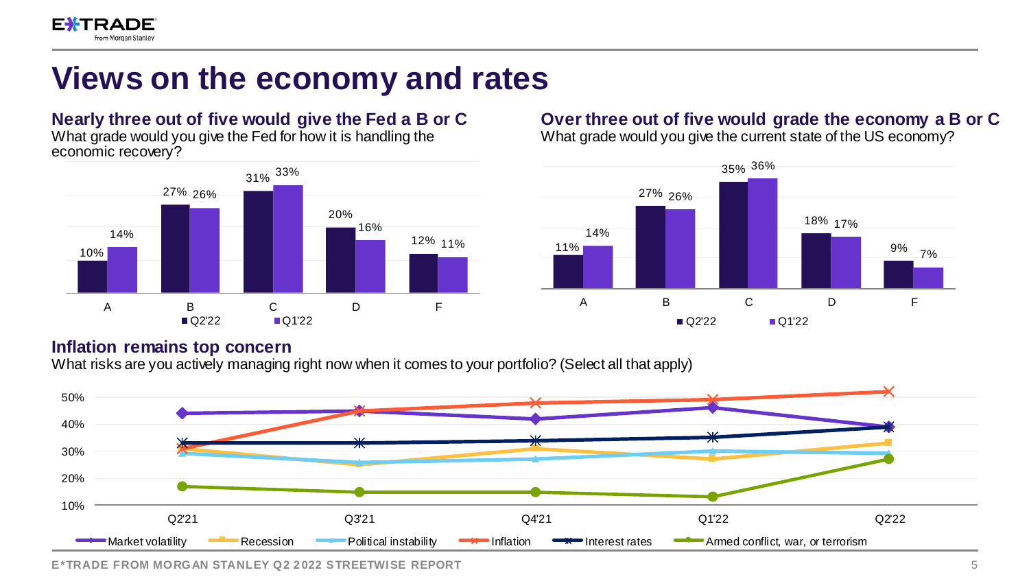# Views on the economy and rates

## Nearly three out of five would give the Fed a B or C

What grade would you give the Fed for how it is handling the economic recovery?

| Grade | Q2'22 | Q1'22 |
|---|---|---|
| A | 10% | 14% |
| B | 27% | 26% |
| C | 31% | 33% |
| D | 20% | 16% |
| F | 12% | 11% |

## Over three out of five would grade the economy a B or C

What grade would you give the current state of the US economy?

| Grade | Q2'22 | Q1'22 |
|---|---|---|
| A | 11% | 14% |
| B | 27% | 26% |
| C | 35% | 36% |
| D | 18% | 17% |
| F | 9% | 7% |

## Inflation remains top concern

What risks are you actively managing right now when it comes to your portfolio? (Select all that apply)

Legend: Market volatility, Recession, Political instability, Inflation, Interest rates, Armed conflict, war, or terrorism

Axis: 10%, 20%, 30%, 40%, 50%; Q2'21, Q3'21, Q4'21, Q1'22, Q2'22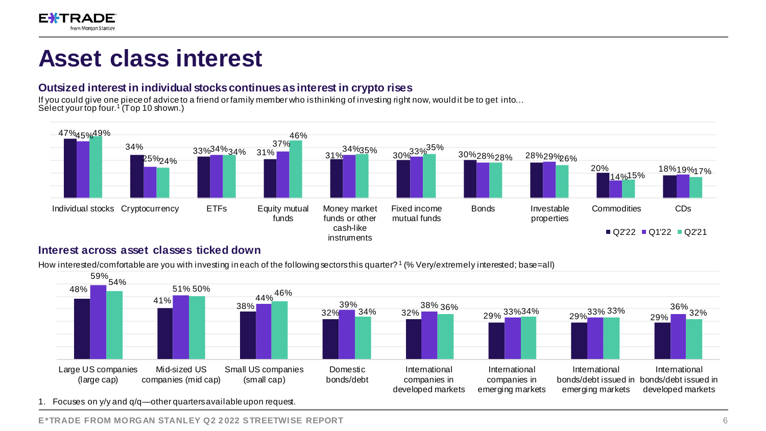# Asset class interest

### Outsized interest in individual stocks continues as interest in crypto rises

If you could give one piece of advice to a friend or family member who is thinking of investing right now, would it be to get into… Select your top four.[1] (Top 10 shown.)

| | Q2'22 | Q1'22 | Q2'21 |
|---|---|---|---|
| Individual stocks | 47% | 45% | 49% |
| Cryptocurrency | 34% | 25% | 24% |
| ETFs | 33% | 34% | 34% |
| Equity mutual funds | 31% | 37% | 46% |
| Money market funds or other cash-like instruments | 31% | 34% | 35% |
| Fixed income mutual funds | 30% | 33% | 35% |
| Bonds | 30% | 28% | 28% |
| Investable properties | 28% | 29% | 26% |
| Commodities | 20% | 14% | 15% |
| CDs | 18% | 19% | 17% |

### Interest across asset classes ticked down

How interested/comfortable are you with investing in each of the following sectors this quarter?[1] (% Very/extremely interested; base=all)

| | Q2'22 | Q1'22 | Q2'21 |
|---|---|---|---|
| Large US companies (large cap) | 48% | 59% | 54% |
| Mid-sized US companies (mid cap) | 41% | 51% | 50% |
| Small US companies (small cap) | 38% | 44% | 46% |
| Domestic bonds/debt | 32% | 39% | 34% |
| International companies in developed markets | 32% | 38% | 36% |
| International companies in emerging markets | 29% | 33% | 34% |
| International bonds/debt issued in emerging markets | 29% | 33% | 33% |
| International bonds/debt issued in developed markets | 29% | 36% | 32% |

1. Focuses on y/y and q/q—other quarters available upon request.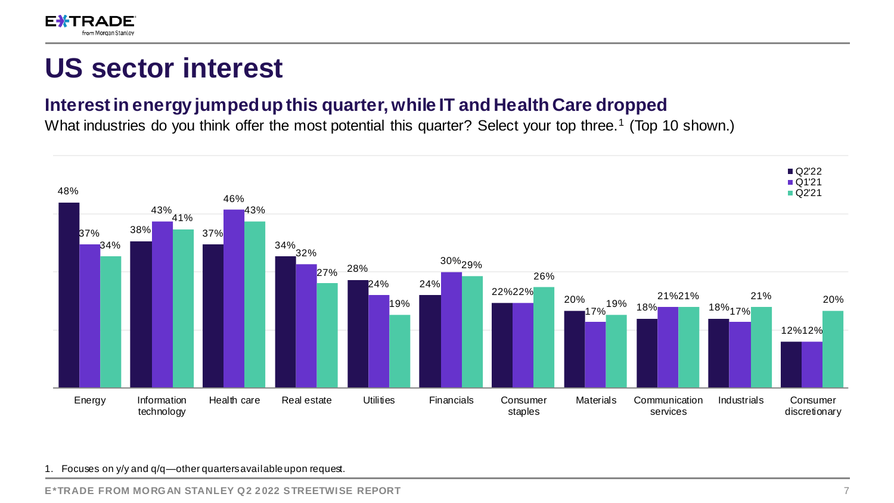# US sector interest

## Interest in energy jumped up this quarter, while IT and Health Care dropped

What industries do you think offer the most potential this quarter? Select your top three.[1] (Top 10 shown.)

| Sector | Q2'22 | Q1'21 | Q2'21 |
|---|---|---|---|
| Energy | 48% | 37% | 34% |
| Information technology | 38% | 43% | 41% |
| Health care | 37% | 46% | 43% |
| Real estate | 34% | 32% | 27% |
| Utilities | 28% | 24% | 19% |
| Financials | 24% | 30% | 29% |
| Consumer staples | 22% | 22% | 26% |
| Materials | 20% | 17% | 19% |
| Communication services | 18% | 21% | 21% |
| Industrials | 18% | 17% | 21% |
| Consumer discretionary | 12% | 12% | 20% |

1. Focuses on y/y and q/q—other quarters available upon request.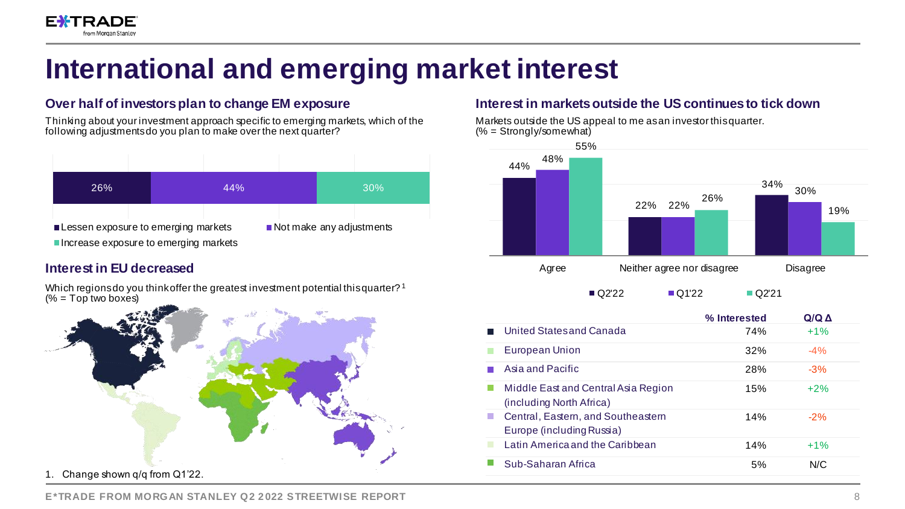# International and emerging market interest

## Over half of investors plan to change EM exposure

Thinking about your investment approach specific to emerging markets, which of the following adjustments do you plan to make over the next quarter?

| Lessen exposure to emerging markets | Not make any adjustments | Increase exposure to emerging markets |
|---|---|---|
| 26% | 44% | 30% |

## Interest in EU decreased

Which regions do you think offer the greatest investment potential this quarter?[1]
(% = Top two boxes)

| Region | % Interested | Q/Q Δ |
|---|---|---|
| United States and Canada | 74% | +1% |
| European Union | 32% | -4% |
| Asia and Pacific | 28% | -3% |
| Middle East and Central Asia Region (including North Africa) | 15% | +2% |
| Central, Eastern, and Southeastern Europe (including Russia) | 14% | -2% |
| Latin America and the Caribbean | 14% | +1% |
| Sub-Saharan Africa | 5% | N/C |

1. Change shown q/q from Q1'22.

## Interest in markets outside the US continues to tick down

Markets outside the US appeal to me as an investor this quarter.
(% = Strongly/somewhat)

| | Q2'22 | Q1'22 | Q2'21 |
|---|---|---|---|
| Agree | 44% | 48% | 55% |
| Neither agree nor disagree | 22% | 22% | 26% |
| Disagree | 34% | 30% | 19% |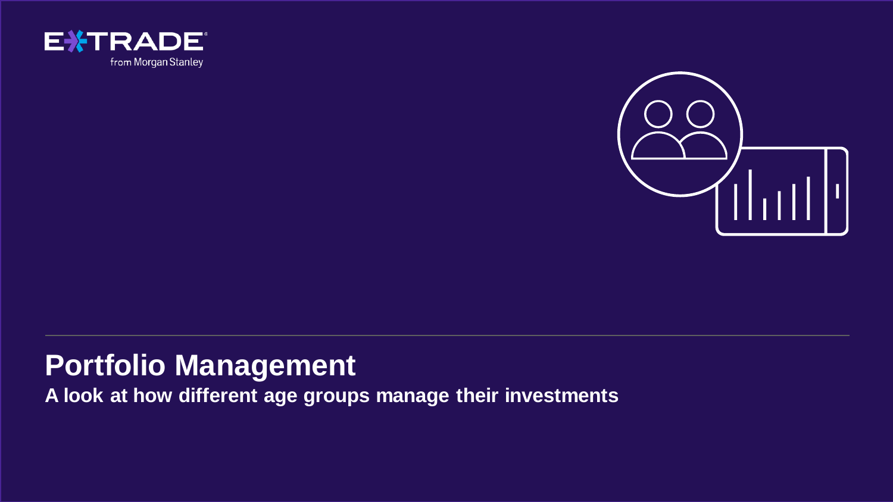# Portfolio Management

**A look at how different age groups manage their investments**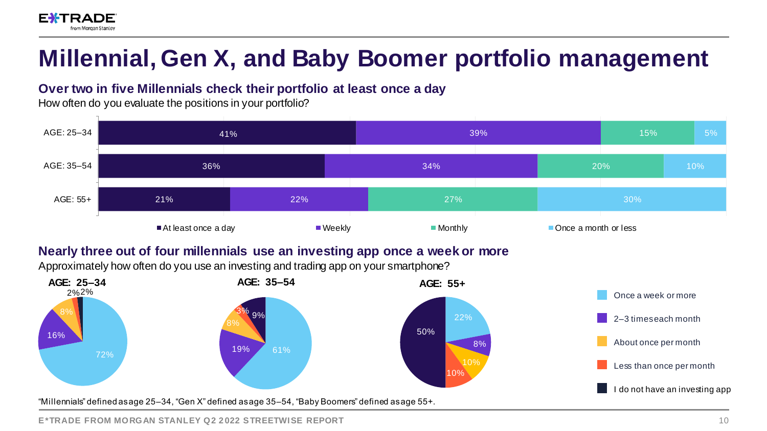# Millennial, Gen X, and Baby Boomer portfolio management

### Over two in five Millennials check their portfolio at least once a day

How often do you evaluate the positions in your portfolio?

| | At least once a day | Weekly | Monthly | Once a month or less |
|---|---|---|---|---|
| AGE: 25–34 | 41% | 39% | 15% | 5% |
| AGE: 35–54 | 36% | 34% | 20% | 10% |
| AGE: 55+ | 21% | 22% | 27% | 30% |

### Nearly three out of four millennials use an investing app once a week or more

Approximately how often do you use an investing and trading app on your smartphone?

| | AGE: 25–34 | AGE: 35–54 | AGE: 55+ |
|---|---|---|---|
| Once a week or more | 72% | 61% | 22% |
| 2–3 times each month | 16% | 19% | 8% |
| About once per month | 8% | 8% | 10% |
| Less than once per month | 2% | 3% | 10% |
| I do not have an investing app | 2% | 9% | 50% |

"Millennials" defined as age 25–34, "Gen X" defined as age 35–54, "Baby Boomers" defined as age 55+.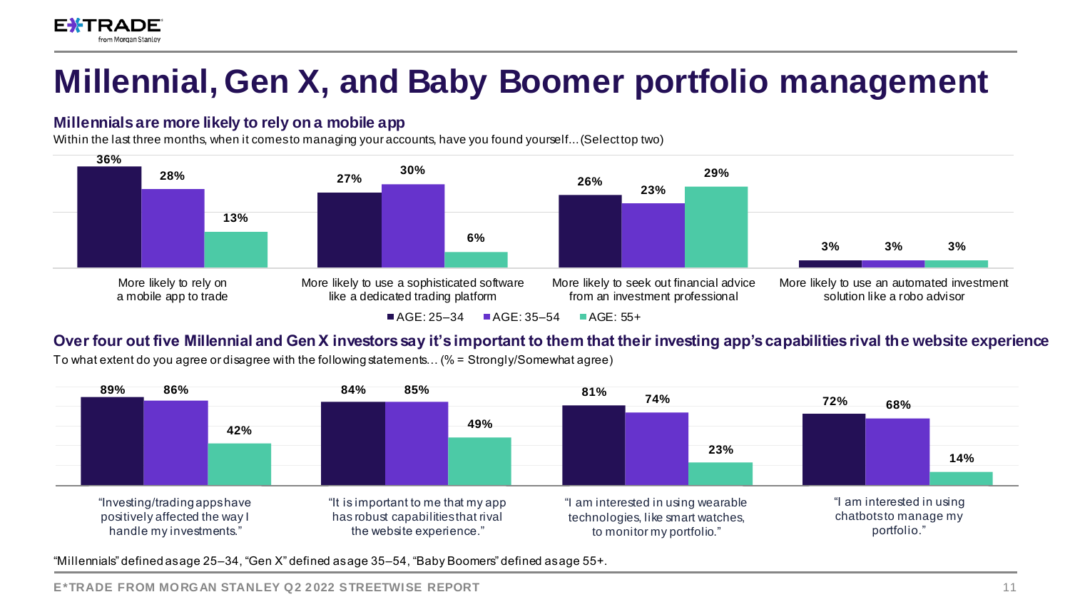# Millennial, Gen X, and Baby Boomer portfolio management

### Millennials are more likely to rely on a mobile app

Within the last three months, when it comes to managing your accounts, have you found yourself… (Select top two)

| | AGE: 25–34 | AGE: 35–54 | AGE: 55+ |
|---|---|---|---|
| More likely to rely on a mobile app to trade | 36% | 28% | 13% |
| More likely to use a sophisticated software like a dedicated trading platform | 27% | 30% | 6% |
| More likely to seek out financial advice from an investment professional | 26% | 23% | 29% |
| More likely to use an automated investment solution like a robo advisor | 3% | 3% | 3% |

### Over four out five Millennial and Gen X investors say it's important to them that their investing app's capabilities rival the website experience

To what extent do you agree or disagree with the following statements… (% = Strongly/Somewhat agree)

| | AGE: 25–34 | AGE: 35–54 | AGE: 55+ |
|---|---|---|---|
| "Investing/trading apps have positively affected the way I handle my investments." | 89% | 86% | 42% |
| "It is important to me that my app has robust capabilities that rival the website experience." | 84% | 85% | 49% |
| "I am interested in using wearable technologies, like smart watches, to monitor my portfolio." | 81% | 74% | 23% |
| "I am interested in using chatbots to manage my portfolio." | 72% | 68% | 14% |

"Millennials" defined as age 25–34, "Gen X" defined as age 35–54, "Baby Boomers" defined as age 55+.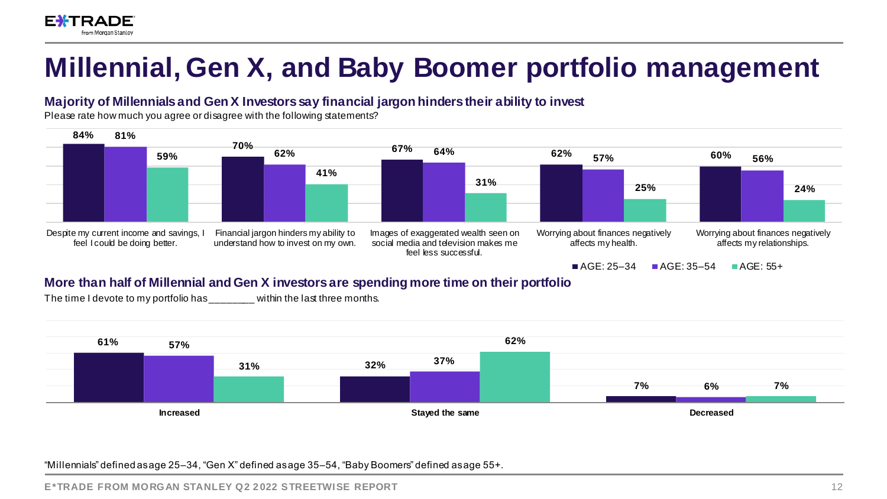# Millennial, Gen X, and Baby Boomer portfolio management

### Majority of Millennials and Gen X Investors say financial jargon hinders their ability to invest

Please rate how much you agree or disagree with the following statements?

| Statement | AGE: 25–34 | AGE: 35–54 | AGE: 55+ |
| --- | --- | --- | --- |
| Despite my current income and savings, I feel I could be doing better. | 84% | 81% | 59% |
| Financial jargon hinders my ability to understand how to invest on my own. | 70% | 62% | 41% |
| Images of exaggerated wealth seen on social media and television makes me feel less successful. | 67% | 64% | 31% |
| Worrying about finances negatively affects my health. | 62% | 57% | 25% |
| Worrying about finances negatively affects my relationships. | 60% | 56% | 24% |

### More than half of Millennial and Gen X investors are spending more time on their portfolio

The time I devote to my portfolio has________ within the last three months.

| Response | AGE: 25–34 | AGE: 35–54 | AGE: 55+ |
| --- | --- | --- | --- |
| Increased | 61% | 57% | 31% |
| Stayed the same | 32% | 37% | 62% |
| Decreased | 7% | 6% | 7% |

"Millennials" defined as age 25–34, "Gen X" defined as age 35–54, "Baby Boomers" defined as age 55+.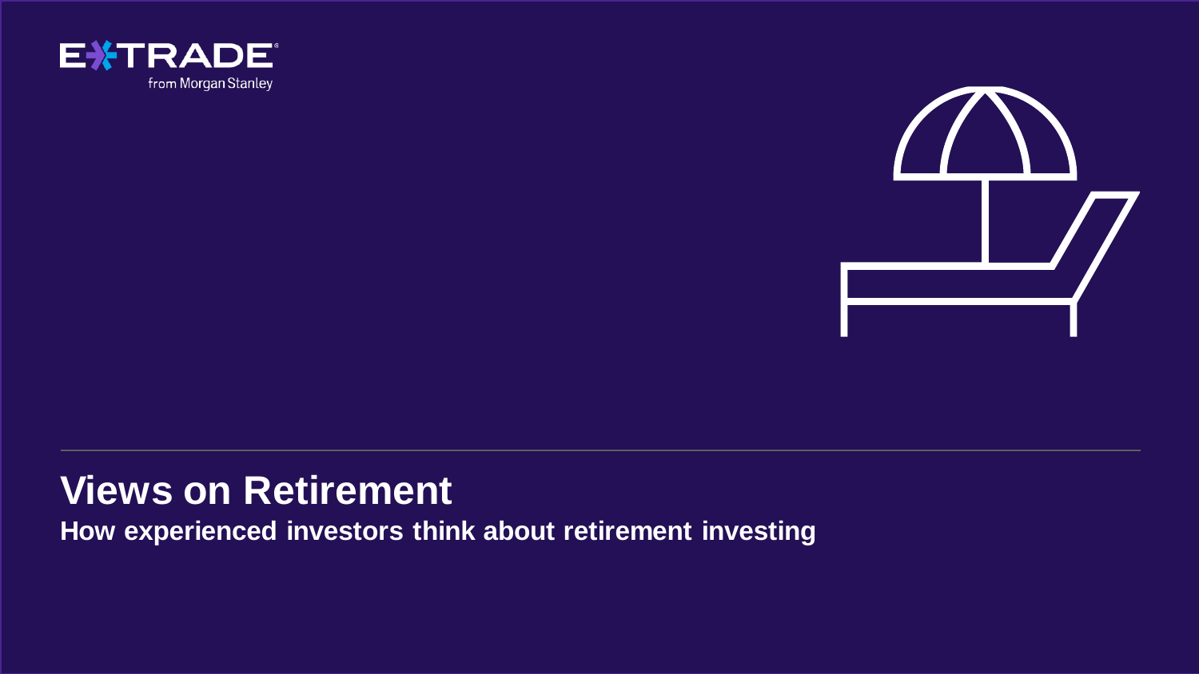# Views on Retirement

**How experienced investors think about retirement investing**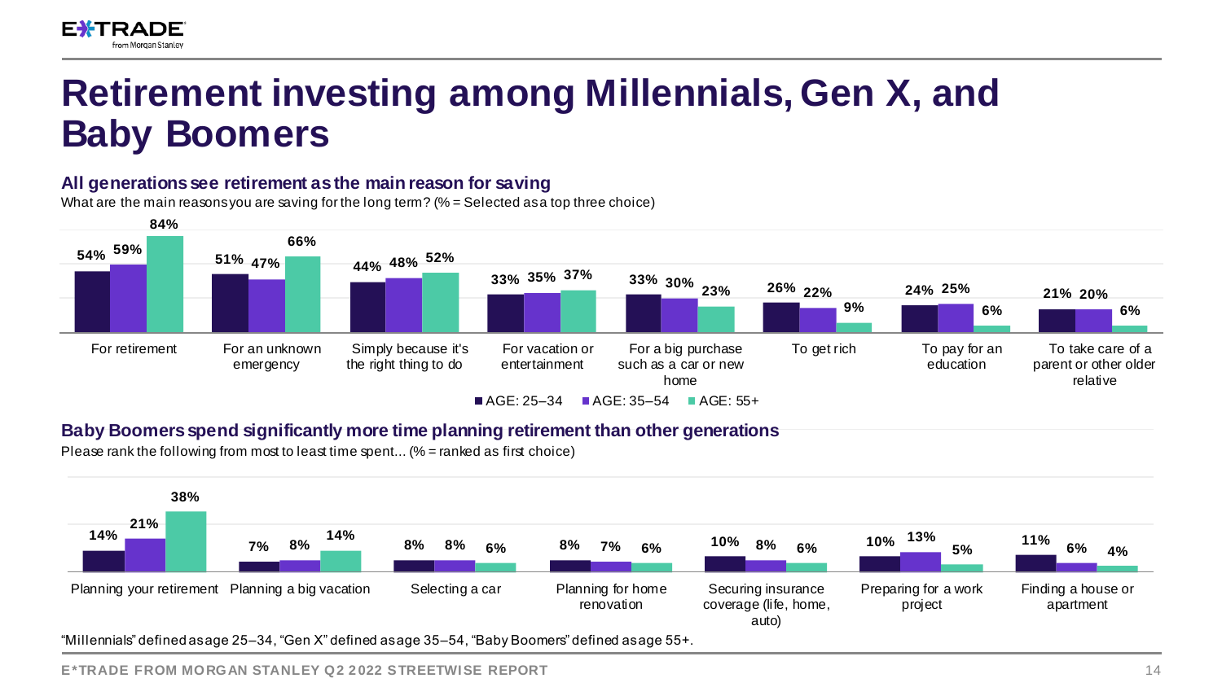# Retirement investing among Millennials, Gen X, and Baby Boomers

### All generations see retirement as the main reason for saving

What are the main reasons you are saving for the long term? (% = Selected as a top three choice)

| Reason | AGE: 25–34 | AGE: 35–54 | AGE: 55+ |
|---|---|---|---|
| For retirement | 54% | 59% | 84% |
| For an unknown emergency | 51% | 47% | 66% |
| Simply because it's the right thing to do | 44% | 48% | 52% |
| For vacation or entertainment | 33% | 35% | 37% |
| For a big purchase such as a car or new home | 33% | 30% | 23% |
| To get rich | 26% | 22% | 9% |
| To pay for an education | 24% | 25% | 6% |
| To take care of a parent or other older relative | 21% | 20% | 6% |

### Baby Boomers spend significantly more time planning retirement than other generations

Please rank the following from most to least time spent... (% = ranked as first choice)

| Activity | AGE: 25–34 | AGE: 35–54 | AGE: 55+ |
|---|---|---|---|
| Planning your retirement | 14% | 21% | 38% |
| Planning a big vacation | 7% | 8% | 14% |
| Selecting a car | 8% | 8% | 6% |
| Planning for home renovation | 8% | 7% | 6% |
| Securing insurance coverage (life, home, auto) | 10% | 8% | 6% |
| Preparing for a work project | 10% | 13% | 5% |
| Finding a house or apartment | 11% | 6% | 4% |

"Millennials" defined as age 25–34, "Gen X" defined as age 35–54, "Baby Boomers" defined as age 55+.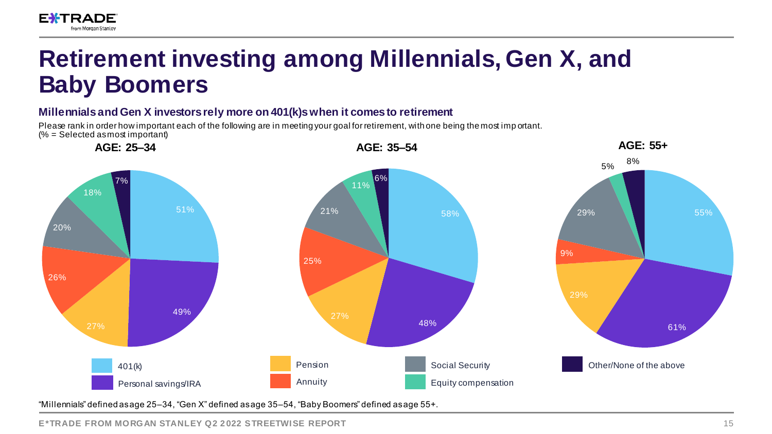# Retirement investing among Millennials, Gen X, and Baby Boomers

### Millennials and Gen X investors rely more on 401(k)s when it comes to retirement

Please rank in order how important each of the following are in meeting your goal for retirement, with one being the most important.
(% = Selected as most important)

| | AGE: 25–34 | AGE: 35–54 | AGE: 55+ |
|---|---|---|---|
| 401(k) | 51% | 58% | 55% |
| Personal savings/IRA | 49% | 48% | 61% |
| Pension | 27% | 27% | 29% |
| Annuity | 26% | 25% | 9% |
| Social Security | 20% | 21% | 29% |
| Equity compensation | 18% | 11% | 5% |
| Other/None of the above | 7% | 6% | 8% |

"Millennials" defined as age 25–34, "Gen X" defined as age 35–54, "Baby Boomers" defined as age 55+.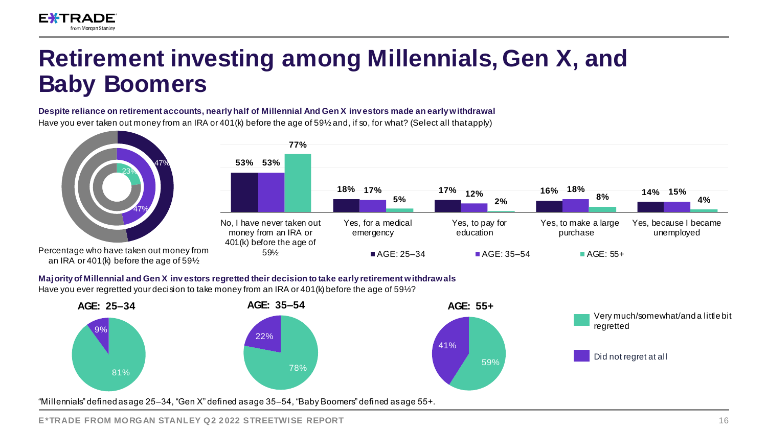# Retirement investing among Millennials, Gen X, and Baby Boomers

**Despite reliance on retirement accounts, nearly half of Millennial And Gen X investors made an early withdrawal**

Have you ever taken out money from an IRA or 401(k) before the age of 59½ and, if so, for what? (Select all that apply)

Percentage who have taken out money from an IRA or 401(k) before the age of 59½

| | AGE: 25–34 | AGE: 35–54 | AGE: 55+ |
|---|---|---|---|
| Percentage who have taken out money from an IRA or 401(k) before the age of 59½ | 47% | 47% | 23% |

| | AGE: 25–34 | AGE: 35–54 | AGE: 55+ |
|---|---|---|---|
| No, I have never taken out money from an IRA or 401(k) before the age of 59½ | 53% | 53% | 77% |
| Yes, for a medical emergency | 18% | 17% | 5% |
| Yes, to pay for education | 17% | 12% | 2% |
| Yes, to make a large purchase | 16% | 18% | 8% |
| Yes, because I became unemployed | 14% | 15% | 4% |

**Majority of Millennial and Gen X investors regretted their decision to take early retirement withdrawals**

Have you ever regretted your decision to take money from an IRA or 401(k) before the age of 59½?

| | AGE: 25–34 | AGE: 35–54 | AGE: 55+ |
|---|---|---|---|
| Very much/somewhat/and a little bit regretted | 81% | 78% | 59% |
| Did not regret at all | 9% | 22% | 41% |

"Millennials" defined as age 25–34, "Gen X" defined as age 35–54, "Baby Boomers" defined as age 55+.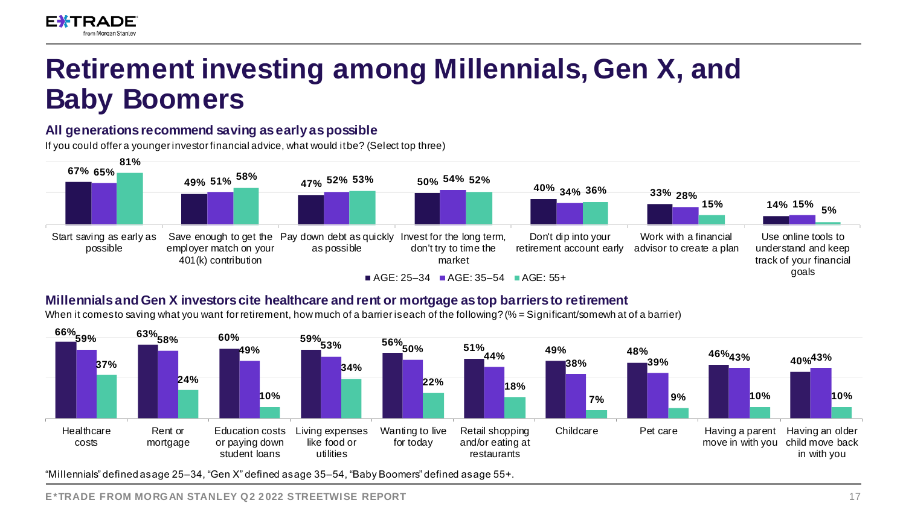# Retirement investing among Millennials, Gen X, and Baby Boomers

### All generations recommend saving as early as possible

If you could offer a younger investor financial advice, what would it be? (Select top three)

| | AGE: 25–34 | AGE: 35–54 | AGE: 55+ |
|---|---|---|---|
| Start saving as early as possible | 67% | 65% | 81% |
| Save enough to get the employer match on your 401(k) contribution | 49% | 51% | 58% |
| Pay down debt as quickly as possible | 47% | 52% | 53% |
| Invest for the long term, don't try to time the market | 50% | 54% | 52% |
| Don't dip into your retirement account early | 40% | 34% | 36% |
| Work with a financial advisor to create a plan | 33% | 28% | 15% |
| Use online tools to understand and keep track of your financial goals | 14% | 15% | 5% |

### Millennials and Gen X investors cite healthcare and rent or mortgage as top barriers to retirement

When it comes to saving what you want for retirement, how much of a barrier is each of the following? (% = Significant/somewhat of a barrier)

| | AGE: 25–34 | AGE: 35–54 | AGE: 55+ |
|---|---|---|---|
| Healthcare costs | 66% | 59% | 37% |
| Rent or mortgage | 63% | 58% | 24% |
| Education costs or paying down student loans | 60% | 49% | 10% |
| Living expenses like food or utilities | 59% | 53% | 34% |
| Wanting to live for today | 56% | 50% | 22% |
| Retail shopping and/or eating at restaurants | 51% | 44% | 18% |
| Childcare | 49% | 38% | 7% |
| Pet care | 48% | 39% | 9% |
| Having a parent move in with you | 46% | 43% | 10% |
| Having an older child move back in with you | 40% | 43% | 10% |

"Millennials" defined as age 25–34, "Gen X" defined as age 35–54, "Baby Boomers" defined as age 55+.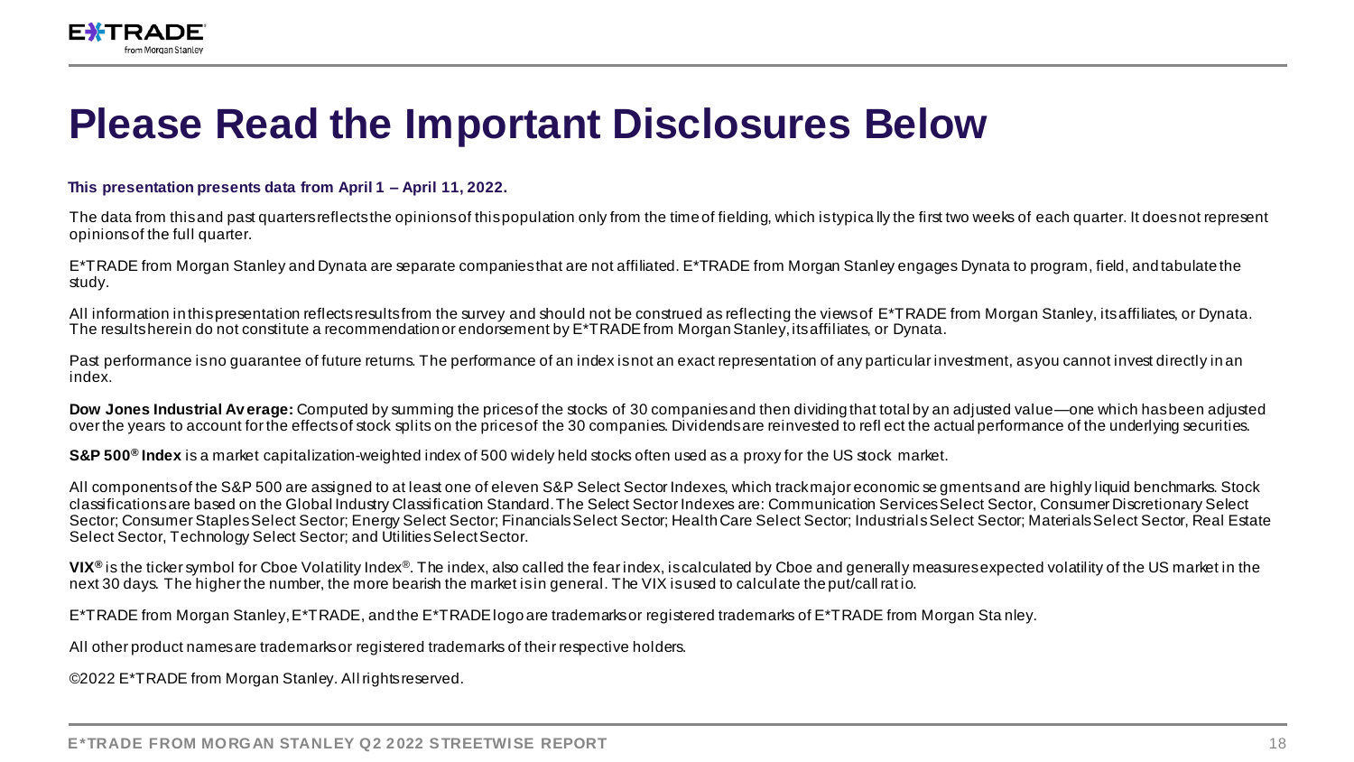# Please Read the Important Disclosures Below

**This presentation presents data from April 1 – April 11, 2022.**

The data from this and past quarters reflects the opinions of this population only from the time of fielding, which is typically the first two weeks of each quarter. It does not represent opinions of the full quarter.

E*TRADE from Morgan Stanley and Dynata are separate companies that are not affiliated. E*TRADE from Morgan Stanley engages Dynata to program, field, and tabulate the study.

All information in this presentation reflects results from the survey and should not be construed as reflecting the views of E*TRADE from Morgan Stanley, its affiliates, or Dynata. The results herein do not constitute a recommendation or endorsement by E*TRADE from Morgan Stanley, its affiliates, or Dynata.

Past performance is no guarantee of future returns. The performance of an index is not an exact representation of any particular investment, as you cannot invest directly in an index.

**Dow Jones Industrial Average:** Computed by summing the prices of the stocks of 30 companies and then dividing that total by an adjusted value—one which has been adjusted over the years to account for the effects of stock splits on the prices of the 30 companies. Dividends are reinvested to reflect the actual performance of the underlying securities.

**S&P 500® Index** is a market capitalization-weighted index of 500 widely held stocks often used as a proxy for the US stock market.

All components of the S&P 500 are assigned to at least one of eleven S&P Select Sector Indexes, which track major economic segments and are highly liquid benchmarks. Stock classifications are based on the Global Industry Classification Standard. The Select Sector Indexes are: Communication Services Select Sector, Consumer Discretionary Select Sector; Consumer Staples Select Sector; Energy Select Sector; Financials Select Sector; Health Care Select Sector; Industrials Select Sector; Materials Select Sector, Real Estate Select Sector, Technology Select Sector; and Utilities Select Sector.

**VIX®** is the ticker symbol for Cboe Volatility Index®. The index, also called the fear index, is calculated by Cboe and generally measures expected volatility of the US market in the next 30 days. The higher the number, the more bearish the market is in general. The VIX is used to calculate the put/call ratio.

E*TRADE from Morgan Stanley, E*TRADE, and the E*TRADE logo are trademarks or registered trademarks of E*TRADE from Morgan Stanley.

All other product names are trademarks or registered trademarks of their respective holders.

©2022 E*TRADE from Morgan Stanley. All rights reserved.